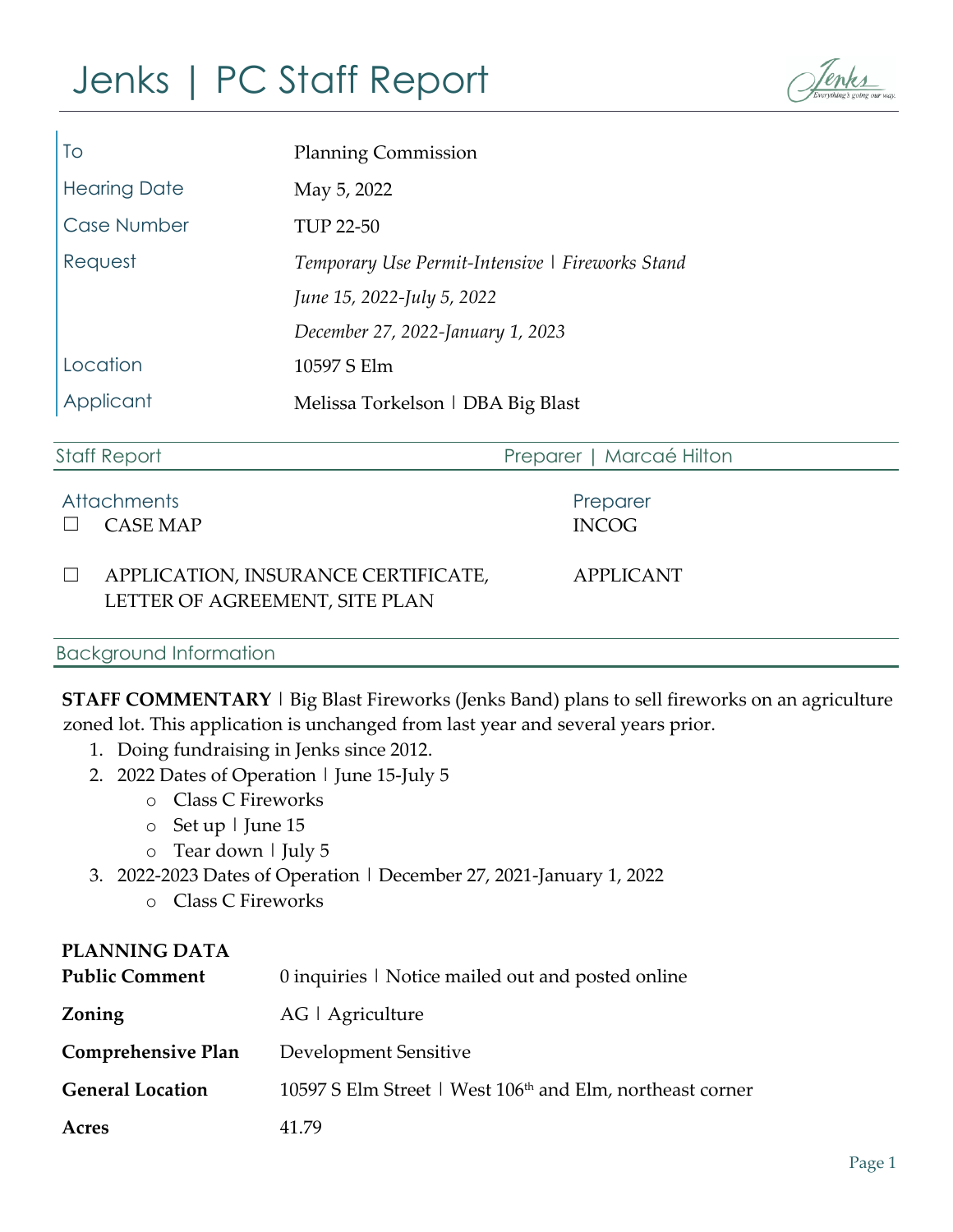# Jenks | PC Staff Report

| | |
|---|---|
| To | Planning Commission |
| Hearing Date | May 5, 2022 |
| Case Number | TUP 22-50 |
| Request | *Temporary Use Permit-Intensive ǀ Fireworks Stand* |
| | *June 15, 2022-July 5, 2022* |
| | *December 27, 2022-January 1, 2023* |
| Location | 10597 S Elm |
| Applicant | Melissa Torkelson ǀ DBA Big Blast |

## Staff Report

Preparer | Marcaé Hilton

| Attachments | Preparer |
|---|---|
| ☐ CASE MAP | INCOG |
| ☐ APPLICATION, INSURANCE CERTIFICATE, LETTER OF AGREEMENT, SITE PLAN | APPLICANT |

## Background Information

**STAFF COMMENTARY** ǀ Big Blast Fireworks (Jenks Band) plans to sell fireworks on an agriculture zoned lot. This application is unchanged from last year and several years prior.

1. Doing fundraising in Jenks since 2012.
2. 2022 Dates of Operation ǀ June 15-July 5
   - Class C Fireworks
   - Set up ǀ June 15
   - Tear down ǀ July 5
3. 2022-2023 Dates of Operation ǀ December 27, 2021-January 1, 2022
   - Class C Fireworks

**PLANNING DATA**

| | |
|---|---|
| **Public Comment** | 0 inquiries ǀ Notice mailed out and posted online |
| **Zoning** | AG ǀ Agriculture |
| **Comprehensive Plan** | Development Sensitive |
| **General Location** | 10597 S Elm Street ǀ West 106th and Elm, northeast corner |
| **Acres** | 41.79 |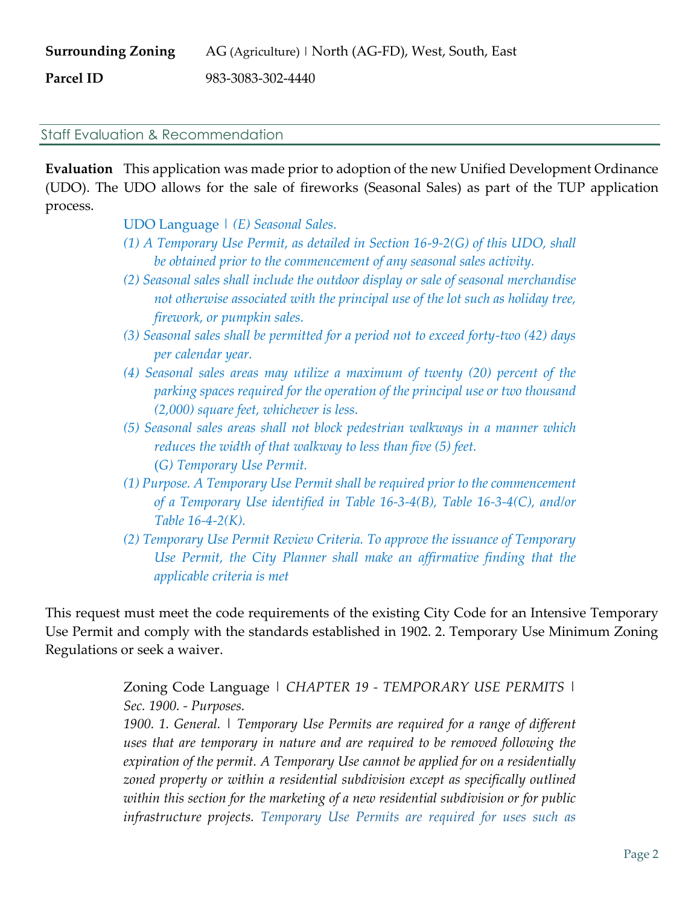**Surrounding Zoning** AG (Agriculture) | North (AG-FD), West, South, East

**Parcel ID** 983-3083-302-4440

## Staff Evaluation & Recommendation

**Evaluation** This application was made prior to adoption of the new Unified Development Ordinance (UDO). The UDO allows for the sale of fireworks (Seasonal Sales) as part of the TUP application process.

> UDO Language | *(E) Seasonal Sales.*
>
> *(1) A Temporary Use Permit, as detailed in Section 16-9-2(G) of this UDO, shall be obtained prior to the commencement of any seasonal sales activity.*
>
> *(2) Seasonal sales shall include the outdoor display or sale of seasonal merchandise not otherwise associated with the principal use of the lot such as holiday tree, firework, or pumpkin sales.*
>
> *(3) Seasonal sales shall be permitted for a period not to exceed forty-two (42) days per calendar year.*
>
> *(4) Seasonal sales areas may utilize a maximum of twenty (20) percent of the parking spaces required for the operation of the principal use or two thousand (2,000) square feet, whichever is less.*
>
> *(5) Seasonal sales areas shall not block pedestrian walkways in a manner which reduces the width of that walkway to less than five (5) feet.*
>
> *(G) Temporary Use Permit.*
>
> *(1) Purpose. A Temporary Use Permit shall be required prior to the commencement of a Temporary Use identified in Table 16-3-4(B), Table 16-3-4(C), and/or Table 16-4-2(K).*
>
> *(2) Temporary Use Permit Review Criteria. To approve the issuance of Temporary Use Permit, the City Planner shall make an affirmative finding that the applicable criteria is met*

This request must meet the code requirements of the existing City Code for an Intensive Temporary Use Permit and comply with the standards established in 1902. 2. Temporary Use Minimum Zoning Regulations or seek a waiver.

> Zoning Code Language | *CHAPTER 19 - TEMPORARY USE PERMITS | Sec. 1900. - Purposes.*
>
> *1900. 1. General. | Temporary Use Permits are required for a range of different uses that are temporary in nature and are required to be removed following the expiration of the permit. A Temporary Use cannot be applied for on a residentially zoned property or within a residential subdivision except as specifically outlined within this section for the marketing of a new residential subdivision or for public infrastructure projects. Temporary Use Permits are required for uses such as*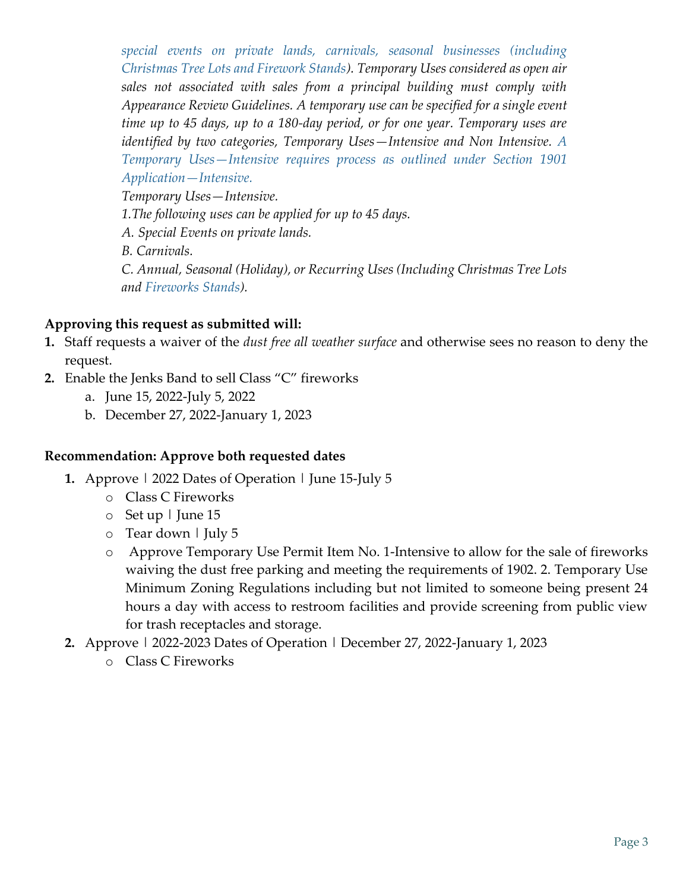*special events on private lands, carnivals, seasonal businesses (including Christmas Tree Lots and Firework Stands). Temporary Uses considered as open air sales not associated with sales from a principal building must comply with Appearance Review Guidelines. A temporary use can be specified for a single event time up to 45 days, up to a 180-day period, or for one year. Temporary uses are identified by two categories, Temporary Uses—Intensive and Non Intensive. A Temporary Uses—Intensive requires process as outlined under Section 1901 Application—Intensive.*

*Temporary Uses—Intensive.*

*1.The following uses can be applied for up to 45 days.*

*A. Special Events on private lands.*

*B. Carnivals.*

*C. Annual, Seasonal (Holiday), or Recurring Uses (Including Christmas Tree Lots and Fireworks Stands).*

**Approving this request as submitted will:**

1. Staff requests a waiver of the *dust free all weather surface* and otherwise sees no reason to deny the request.
2. Enable the Jenks Band to sell Class "C" fireworks
   a. June 15, 2022-July 5, 2022
   b. December 27, 2022-January 1, 2023

**Recommendation: Approve both requested dates**

1. Approve | 2022 Dates of Operation | June 15-July 5
   - Class C Fireworks
   - Set up | June 15
   - Tear down | July 5
   - Approve Temporary Use Permit Item No. 1-Intensive to allow for the sale of fireworks waiving the dust free parking and meeting the requirements of 1902. 2. Temporary Use Minimum Zoning Regulations including but not limited to someone being present 24 hours a day with access to restroom facilities and provide screening from public view for trash receptacles and storage.
2. Approve | 2022-2023 Dates of Operation | December 27, 2022-January 1, 2023
   - Class C Fireworks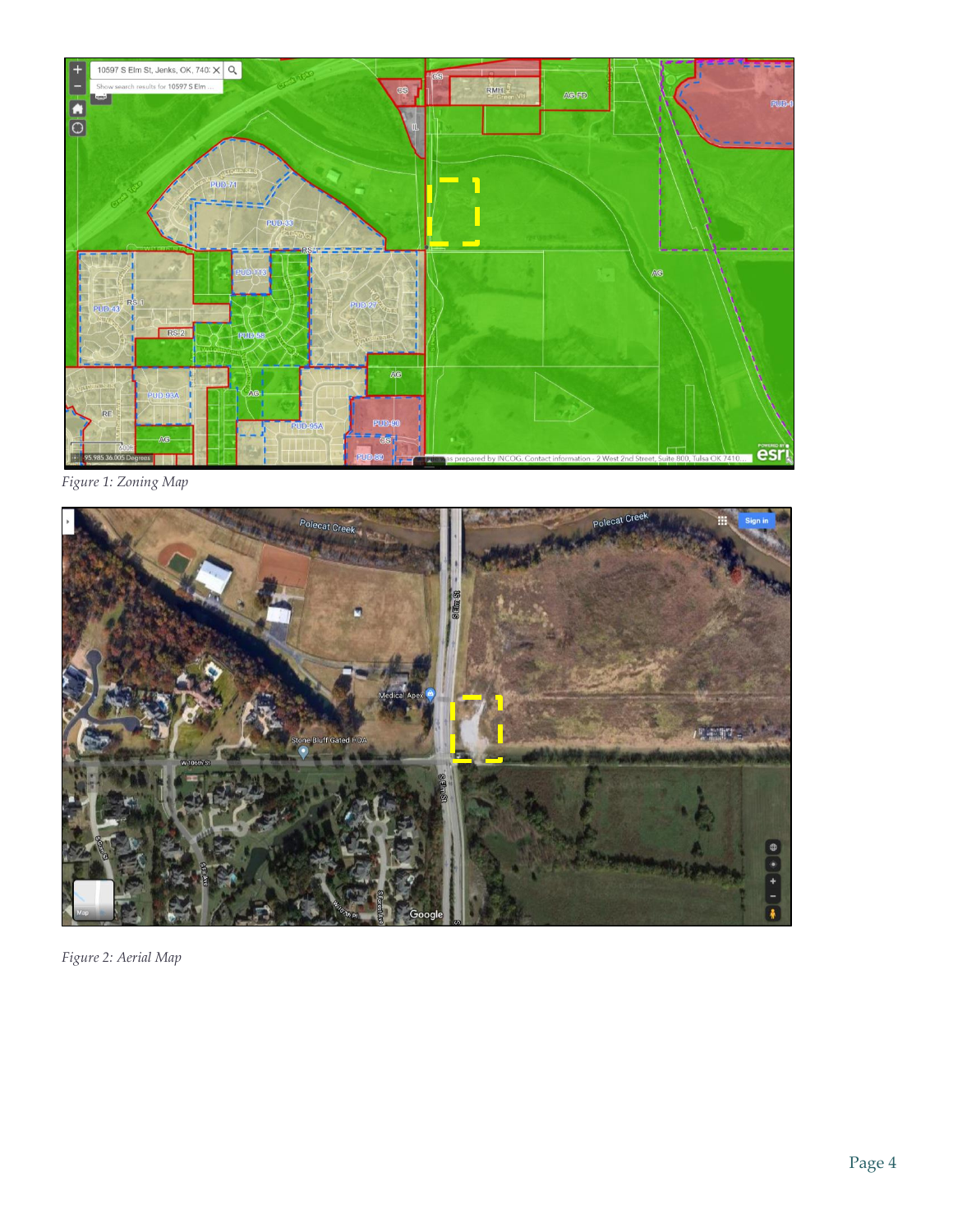*Figure 1: Zoning Map*

*Figure 2: Aerial Map*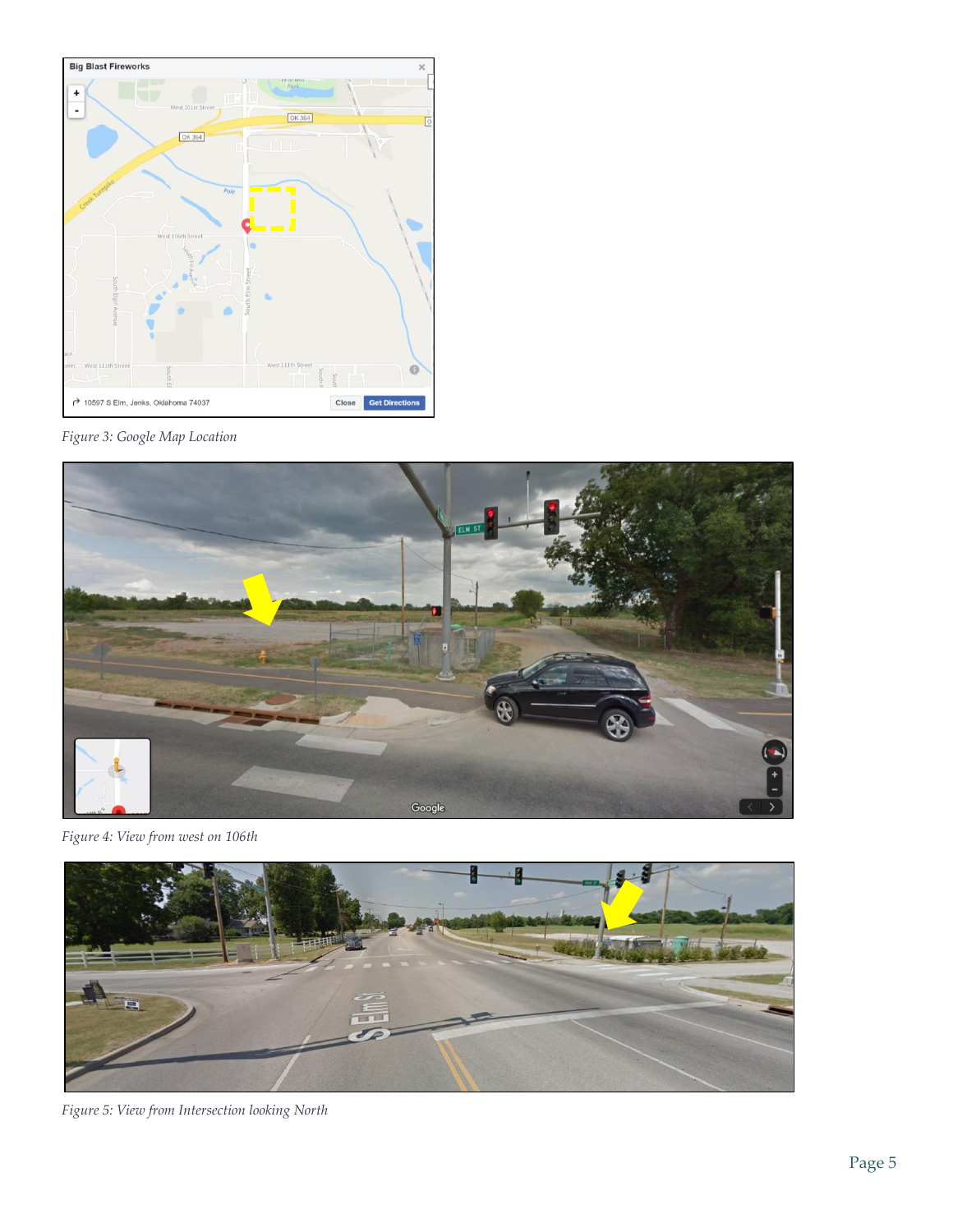*Figure 3: Google Map Location*

*Figure 4: View from west on 106th*

*Figure 5: View from Intersection looking North*